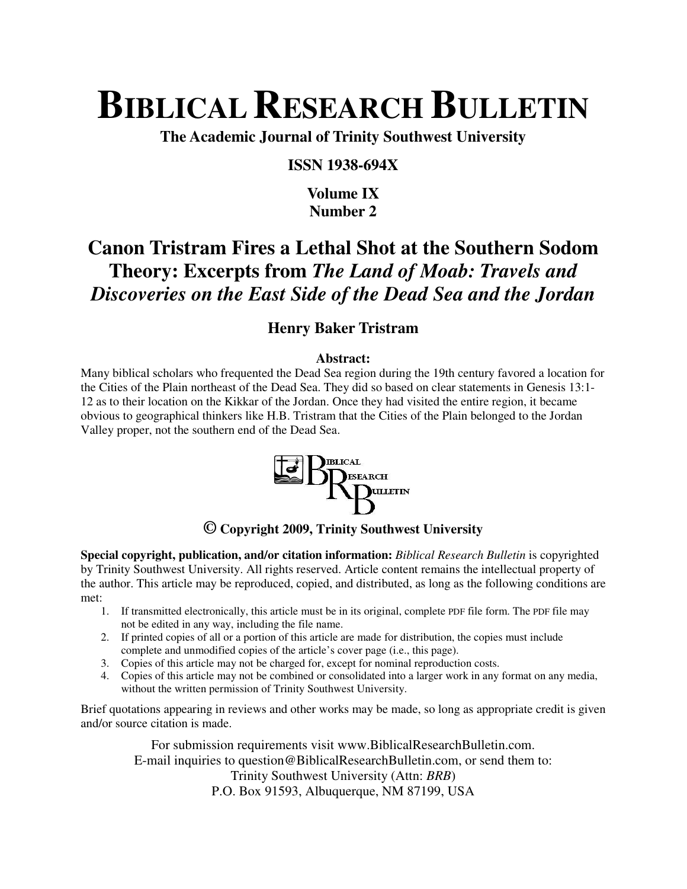# Biblical Research Bulletin

**The Academic Journal of Trinity Southwest University**

**ISSN 1938-694X**

**Volume IX**
**Number 2**

## Canon Tristram Fires a Lethal Shot at the Southern Sodom Theory: Excerpts from *The Land of Moab: Travels and Discoveries on the East Side of the Dead Sea and the Jordan*

### Henry Baker Tristram

**Abstract:**

Many biblical scholars who frequented the Dead Sea region during the 19th century favored a location for the Cities of the Plain northeast of the Dead Sea. They did so based on clear statements in Genesis 13:1-12 as to their location on the Kikkar of the Jordan. Once they had visited the entire region, it became obvious to geographical thinkers like H.B. Tristram that the Cities of the Plain belonged to the Jordan Valley proper, not the southern end of the Dead Sea.

**© Copyright 2009, Trinity Southwest University**

**Special copyright, publication, and/or citation information:** *Biblical Research Bulletin* is copyrighted by Trinity Southwest University. All rights reserved. Article content remains the intellectual property of the author. This article may be reproduced, copied, and distributed, as long as the following conditions are met:

1. If transmitted electronically, this article must be in its original, complete PDF file form. The PDF file may not be edited in any way, including the file name.
2. If printed copies of all or a portion of this article are made for distribution, the copies must include complete and unmodified copies of the article's cover page (i.e., this page).
3. Copies of this article may not be charged for, except for nominal reproduction costs.
4. Copies of this article may not be combined or consolidated into a larger work in any format on any media, without the written permission of Trinity Southwest University.

Brief quotations appearing in reviews and other works may be made, so long as appropriate credit is given and/or source citation is made.

For submission requirements visit www.BiblicalResearchBulletin.com.
E-mail inquiries to question@BiblicalResearchBulletin.com, or send them to:
Trinity Southwest University (Attn: *BRB*)
P.O. Box 91593, Albuquerque, NM 87199, USA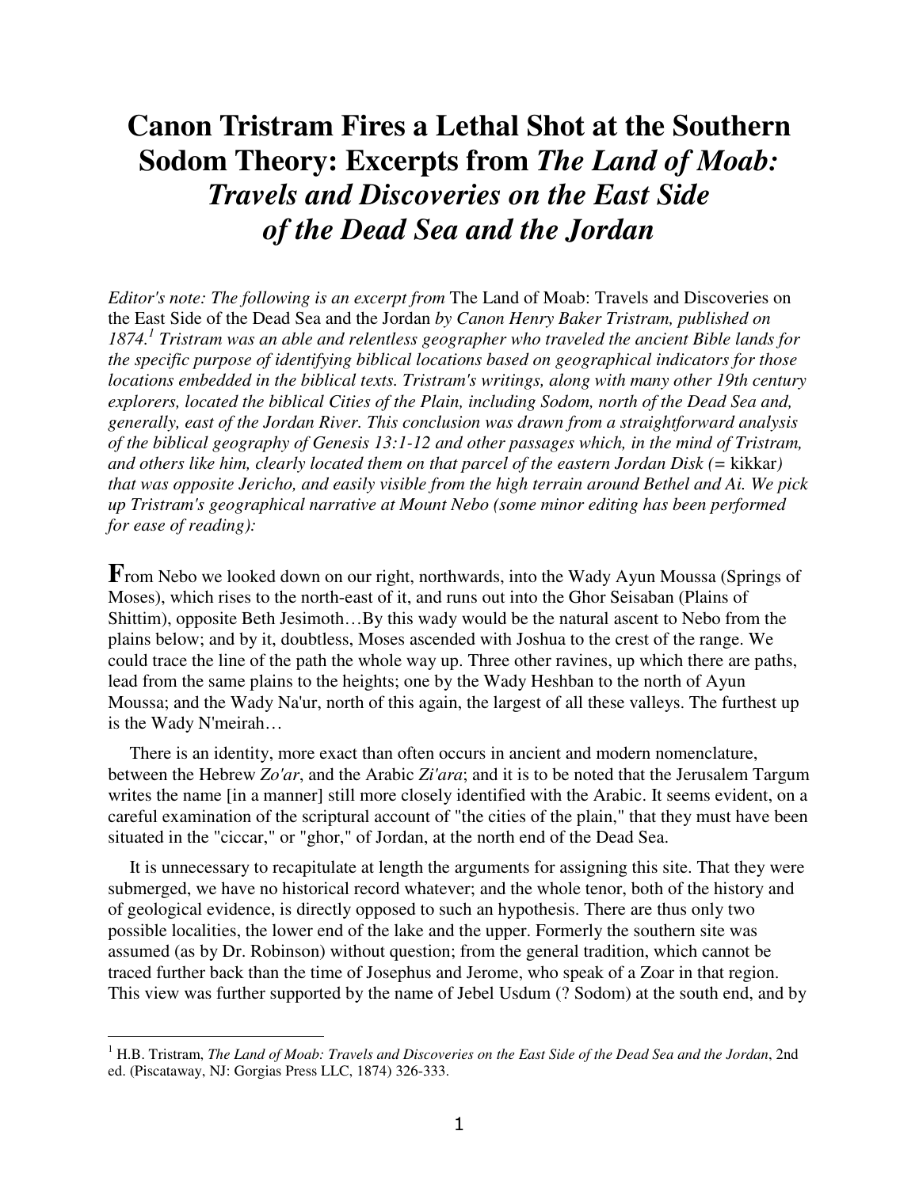# Canon Tristram Fires a Lethal Shot at the Southern Sodom Theory: Excerpts from *The Land of Moab: Travels and Discoveries on the East Side of the Dead Sea and the Jordan*

*Editor's note: The following is an excerpt from* The Land of Moab: Travels and Discoveries on the East Side of the Dead Sea and the Jordan *by Canon Henry Baker Tristram, published on 1874.*[1] *Tristram was an able and relentless geographer who traveled the ancient Bible lands for the specific purpose of identifying biblical locations based on geographical indicators for those locations embedded in the biblical texts. Tristram's writings, along with many other 19th century explorers, located the biblical Cities of the Plain, including Sodom, north of the Dead Sea and, generally, east of the Jordan River. This conclusion was drawn from a straightforward analysis of the biblical geography of Genesis 13:1-12 and other passages which, in the mind of Tristram, and others like him, clearly located them on that parcel of the eastern Jordan Disk (=* kikkar*) that was opposite Jericho, and easily visible from the high terrain around Bethel and Ai. We pick up Tristram's geographical narrative at Mount Nebo (some minor editing has been performed for ease of reading):*

**F**rom Nebo we looked down on our right, northwards, into the Wady Ayun Moussa (Springs of Moses), which rises to the north-east of it, and runs out into the Ghor Seisaban (Plains of Shittim), opposite Beth Jesimoth…By this wady would be the natural ascent to Nebo from the plains below; and by it, doubtless, Moses ascended with Joshua to the crest of the range. We could trace the line of the path the whole way up. Three other ravines, up which there are paths, lead from the same plains to the heights; one by the Wady Heshban to the north of Ayun Moussa; and the Wady Na'ur, north of this again, the largest of all these valleys. The furthest up is the Wady N'meirah…

There is an identity, more exact than often occurs in ancient and modern nomenclature, between the Hebrew *Zo'ar*, and the Arabic *Zi'ara*; and it is to be noted that the Jerusalem Targum writes the name [in a manner] still more closely identified with the Arabic. It seems evident, on a careful examination of the scriptural account of "the cities of the plain," that they must have been situated in the "ciccar," or "ghor," of Jordan, at the north end of the Dead Sea.

It is unnecessary to recapitulate at length the arguments for assigning this site. That they were submerged, we have no historical record whatever; and the whole tenor, both of the history and of geological evidence, is directly opposed to such an hypothesis. There are thus only two possible localities, the lower end of the lake and the upper. Formerly the southern site was assumed (as by Dr. Robinson) without question; from the general tradition, which cannot be traced further back than the time of Josephus and Jerome, who speak of a Zoar in that region. This view was further supported by the name of Jebel Usdum (? Sodom) at the south end, and by

---

[1] H.B. Tristram, *The Land of Moab: Travels and Discoveries on the East Side of the Dead Sea and the Jordan*, 2nd ed. (Piscataway, NJ: Gorgias Press LLC, 1874) 326-333.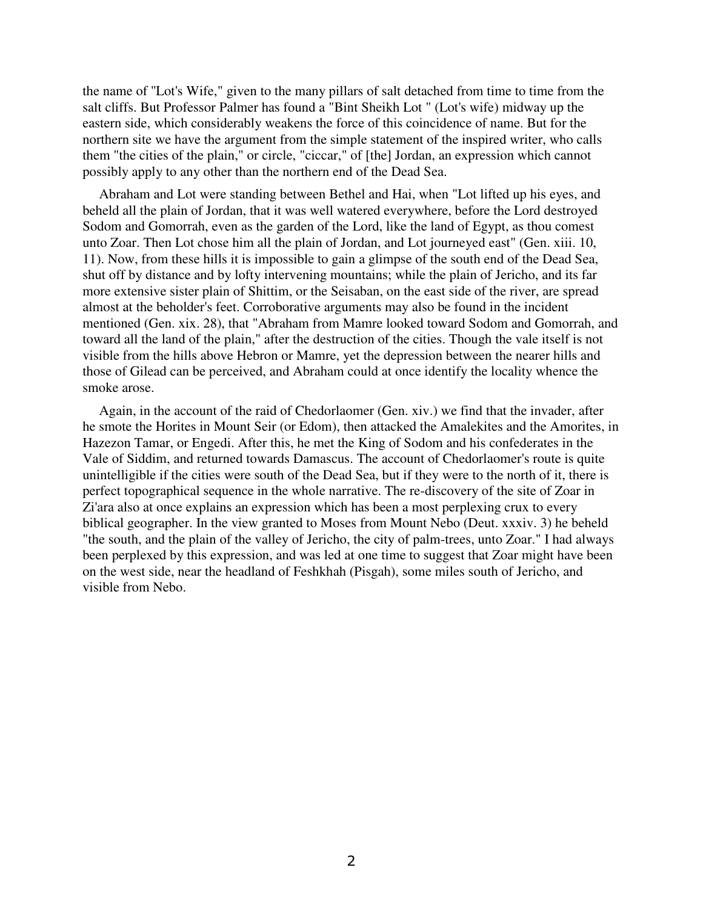the name of "Lot's Wife," given to the many pillars of salt detached from time to time from the salt cliffs. But Professor Palmer has found a "Bint Sheikh Lot " (Lot's wife) midway up the eastern side, which considerably weakens the force of this coincidence of name. But for the northern site we have the argument from the simple statement of the inspired writer, who calls them "the cities of the plain," or circle, "ciccar," of [the] Jordan, an expression which cannot possibly apply to any other than the northern end of the Dead Sea.

Abraham and Lot were standing between Bethel and Hai, when "Lot lifted up his eyes, and beheld all the plain of Jordan, that it was well watered everywhere, before the Lord destroyed Sodom and Gomorrah, even as the garden of the Lord, like the land of Egypt, as thou comest unto Zoar. Then Lot chose him all the plain of Jordan, and Lot journeyed east" (Gen. xiii. 10, 11). Now, from these hills it is impossible to gain a glimpse of the south end of the Dead Sea, shut off by distance and by lofty intervening mountains; while the plain of Jericho, and its far more extensive sister plain of Shittim, or the Seisaban, on the east side of the river, are spread almost at the beholder's feet. Corroborative arguments may also be found in the incident mentioned (Gen. xix. 28), that "Abraham from Mamre looked toward Sodom and Gomorrah, and toward all the land of the plain," after the destruction of the cities. Though the vale itself is not visible from the hills above Hebron or Mamre, yet the depression between the nearer hills and those of Gilead can be perceived, and Abraham could at once identify the locality whence the smoke arose.

Again, in the account of the raid of Chedorlaomer (Gen. xiv.) we find that the invader, after he smote the Horites in Mount Seir (or Edom), then attacked the Amalekites and the Amorites, in Hazezon Tamar, or Engedi. After this, he met the King of Sodom and his confederates in the Vale of Siddim, and returned towards Damascus. The account of Chedorlaomer's route is quite unintelligible if the cities were south of the Dead Sea, but if they were to the north of it, there is perfect topographical sequence in the whole narrative. The re-discovery of the site of Zoar in Zi'ara also at once explains an expression which has been a most perplexing crux to every biblical geographer. In the view granted to Moses from Mount Nebo (Deut. xxxiv. 3) he beheld "the south, and the plain of the valley of Jericho, the city of palm-trees, unto Zoar." I had always been perplexed by this expression, and was led at one time to suggest that Zoar might have been on the west side, near the headland of Feshkhah (Pisgah), some miles south of Jericho, and visible from Nebo.